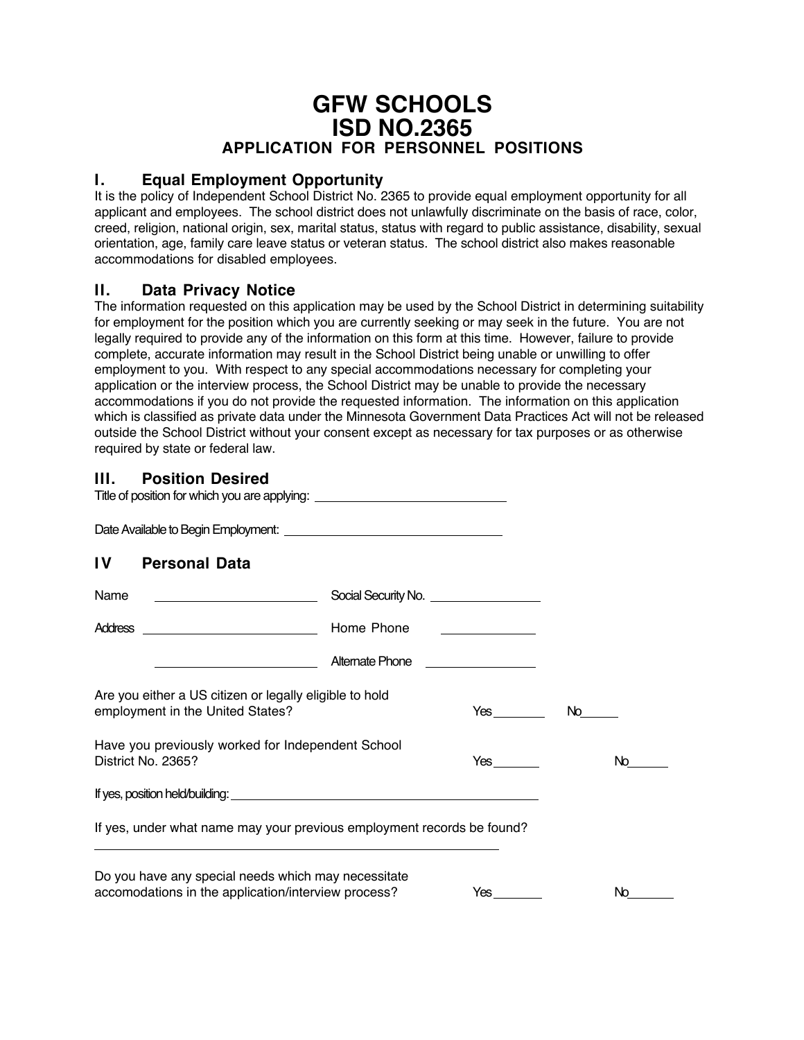# GFW SCHOOLS
# ISD NO.2365
### APPLICATION FOR PERSONNEL POSITIONS

## I. Equal Employment Opportunity

It is the policy of Independent School District No. 2365 to provide equal employment opportunity for all applicant and employees. The school district does not unlawfully discriminate on the basis of race, color, creed, religion, national origin, sex, marital status, status with regard to public assistance, disability, sexual orientation, age, family care leave status or veteran status. The school district also makes reasonable accommodations for disabled employees.

## II. Data Privacy Notice

The information requested on this application may be used by the School District in determining suitability for employment for the position which you are currently seeking or may seek in the future. You are not legally required to provide any of the information on this form at this time. However, failure to provide complete, accurate information may result in the School District being unable or unwilling to offer employment to you. With respect to any special accommodations necessary for completing your application or the interview process, the School District may be unable to provide the necessary accommodations if you do not provide the requested information. The information on this application which is classified as private data under the Minnesota Government Data Practices Act will not be released outside the School District without your consent except as necessary for tax purposes or as otherwise required by state or federal law.

## III. Position Desired

Title of position for which you are applying: ____________________________

Date Available to Begin Employment: ________________________________

## IV Personal Data

Name ________________________ Social Security No. ________________

Address ________________________ Home Phone ______________

________________________ Alternate Phone ________________

Are you either a US citizen or legally eligible to hold employment in the United States? Yes ________ No______

Have you previously worked for Independent School District No. 2365? Yes _______ No______

If yes, position held/building: ______________________________________________

If yes, under what name may your previous employment records be found?

____________________________________________________________

Do you have any special needs which may necessitate accomodations in the application/interview process? Yes _______ No_______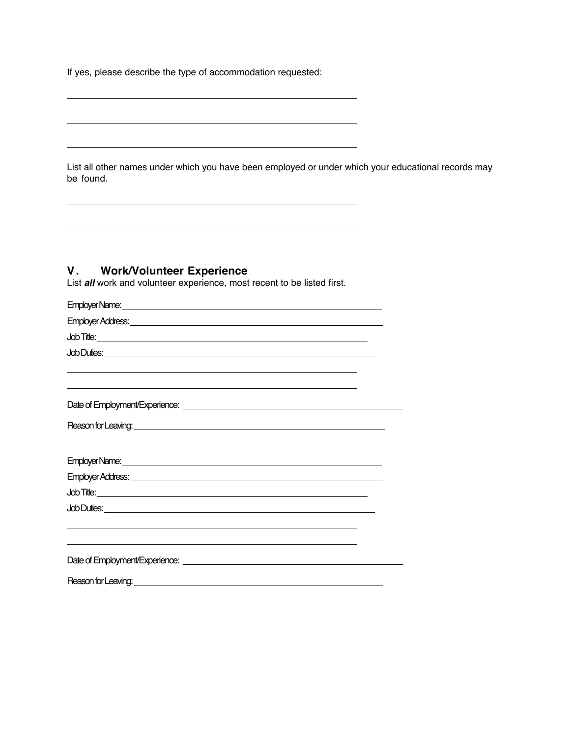If yes, please describe the type of accommodation requested:

______________________________________________________

______________________________________________________

______________________________________________________

List all other names under which you have been employed or under which your educational records may be found.

______________________________________________________

______________________________________________________

## V. Work/Volunteer Experience

List ***all*** work and volunteer experience, most recent to be listed first.

Employer Name: ______________________________________________

Employer Address: ____________________________________________

Job Title: __________________________________________________

Job Duties: ________________________________________________

______________________________________________________

______________________________________________________

Date of Employment/Experience: ______________________________________

Reason for Leaving: ___________________________________________

Employer Name: ______________________________________________

Employer Address: ____________________________________________

Job Title: __________________________________________________

Job Duties: ________________________________________________

______________________________________________________

______________________________________________________

Date of Employment/Experience: ______________________________________

Reason for Leaving: ___________________________________________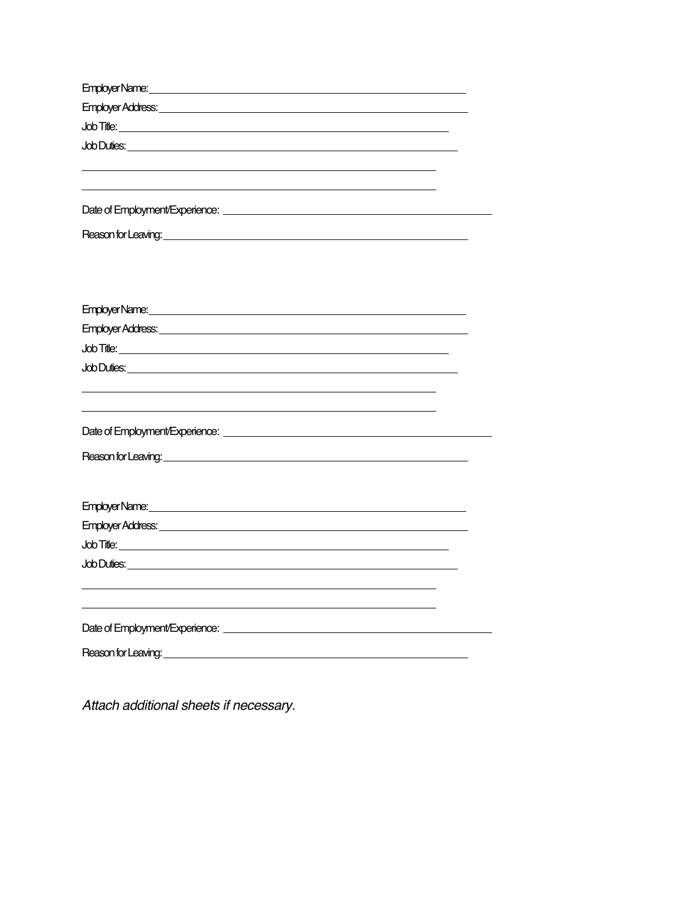Employer Name: ______________________________________________

Employer Address: ____________________________________________

Job Title: __________________________________________________

Job Duties: _________________________________________________

____________________________________________________________

____________________________________________________________

Date of Employment/Experience: ________________________________

Reason for Leaving: __________________________________________

Employer Name: ______________________________________________

Employer Address: ____________________________________________

Job Title: __________________________________________________

Job Duties: _________________________________________________

____________________________________________________________

____________________________________________________________

Date of Employment/Experience: ________________________________

Reason for Leaving: __________________________________________

Employer Name: ______________________________________________

Employer Address: ____________________________________________

Job Title: __________________________________________________

Job Duties: _________________________________________________

____________________________________________________________

____________________________________________________________

Date of Employment/Experience: ________________________________

Reason for Leaving: __________________________________________

*Attach additional sheets if necessary.*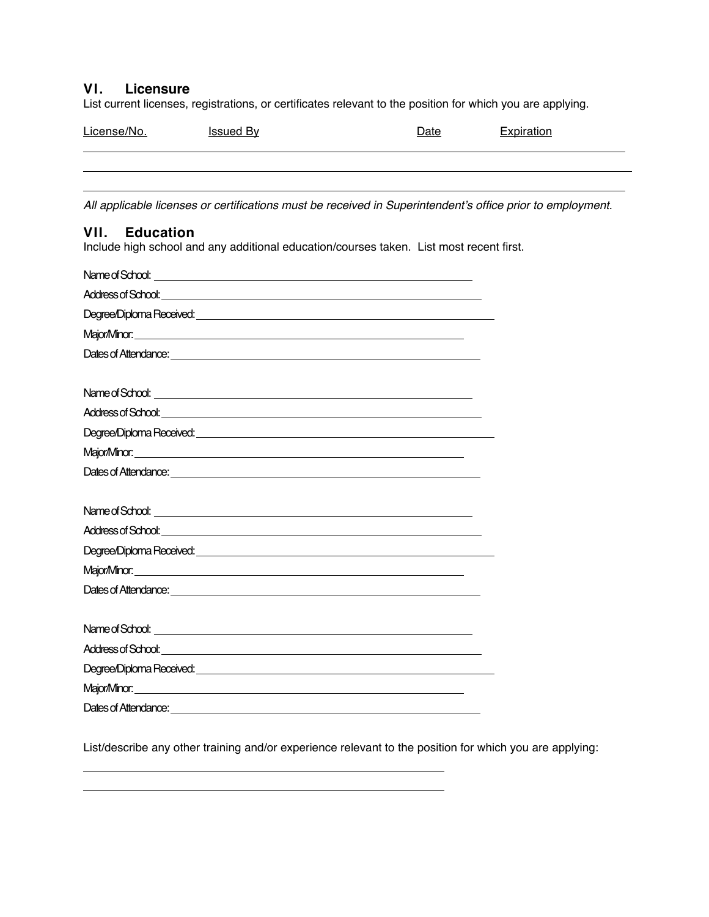## VI. Licensure

List current licenses, registrations, or certificates relevant to the position for which you are applying.

| License/No. | Issued By | Date | Expiration |
|---|---|---|---|
| | | | |
| | | | |
| | | | |

*All applicable licenses or certifications must be received in Superintendent's office prior to employment.*

## VII. Education

Include high school and any additional education/courses taken. List most recent first.

Name of School: ______________________________

Address of School: ______________________________

Degree/Diploma Received: ______________________________

Major/Minor: ______________________________

Dates of Attendance: ______________________________

Name of School: ______________________________

Address of School: ______________________________

Degree/Diploma Received: ______________________________

Major/Minor: ______________________________

Dates of Attendance: ______________________________

Name of School: ______________________________

Address of School: ______________________________

Degree/Diploma Received: ______________________________

Major/Minor: ______________________________

Dates of Attendance: ______________________________

Name of School: ______________________________

Address of School: ______________________________

Degree/Diploma Received: ______________________________

Major/Minor: ______________________________

Dates of Attendance: ______________________________

List/describe any other training and/or experience relevant to the position for which you are applying:

______________________________

______________________________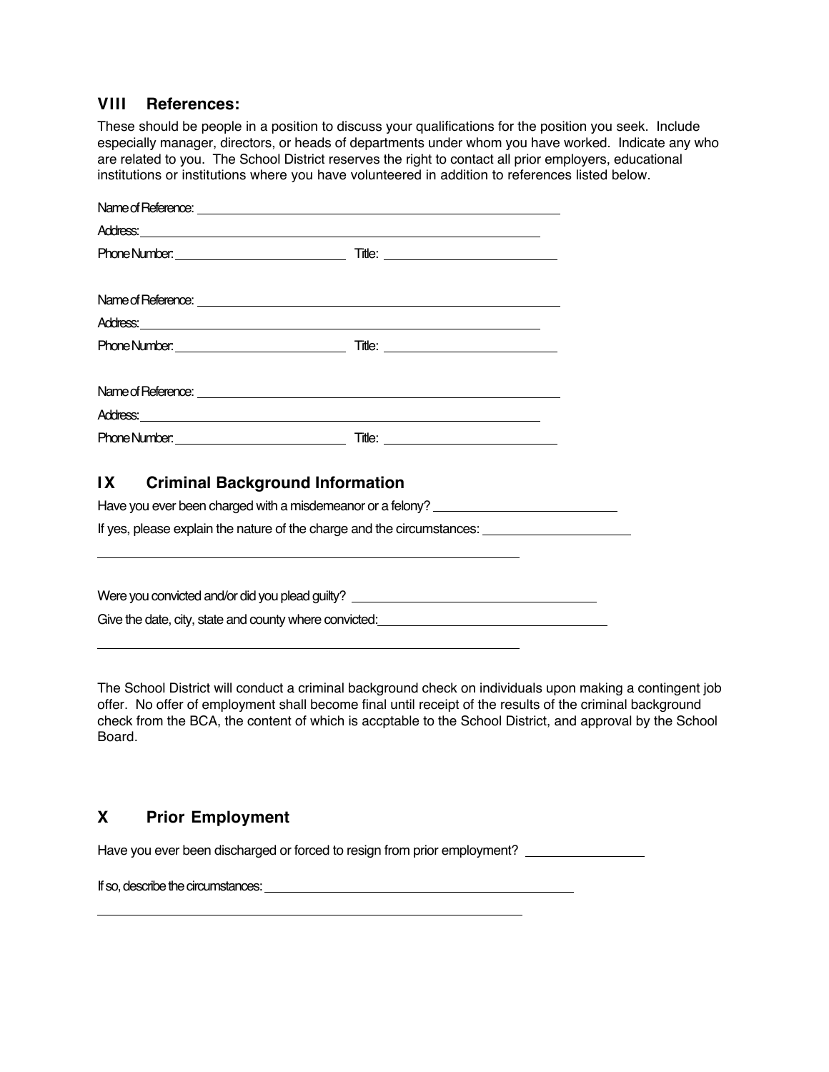## VIII References:

These should be people in a position to discuss your qualifications for the position you seek. Include especially manager, directors, or heads of departments under whom you have worked. Indicate any who are related to you. The School District reserves the right to contact all prior employers, educational institutions or institutions where you have volunteered in addition to references listed below.

Name of Reference: ______________________________

Address: ______________________________

Phone Number: ______________ Title: ______________

Name of Reference: ______________________________

Address: ______________________________

Phone Number: ______________ Title: ______________

Name of Reference: ______________________________

Address: ______________________________

Phone Number: ______________ Title: ______________

## IX Criminal Background Information

Have you ever been charged with a misdemeanor or a felony? ______________

If yes, please explain the nature of the charge and the circumstances: ______________

______________________________

Were you convicted and/or did you plead guilty? ______________

Give the date, city, state and county where convicted: ______________

______________________________

The School District will conduct a criminal background check on individuals upon making a contingent job offer. No offer of employment shall become final until receipt of the results of the criminal background check from the BCA, the content of which is accptable to the School District, and approval by the School Board.

## X Prior Employment

Have you ever been discharged or forced to resign from prior employment? ______________

If so, describe the circumstances: ______________________________

______________________________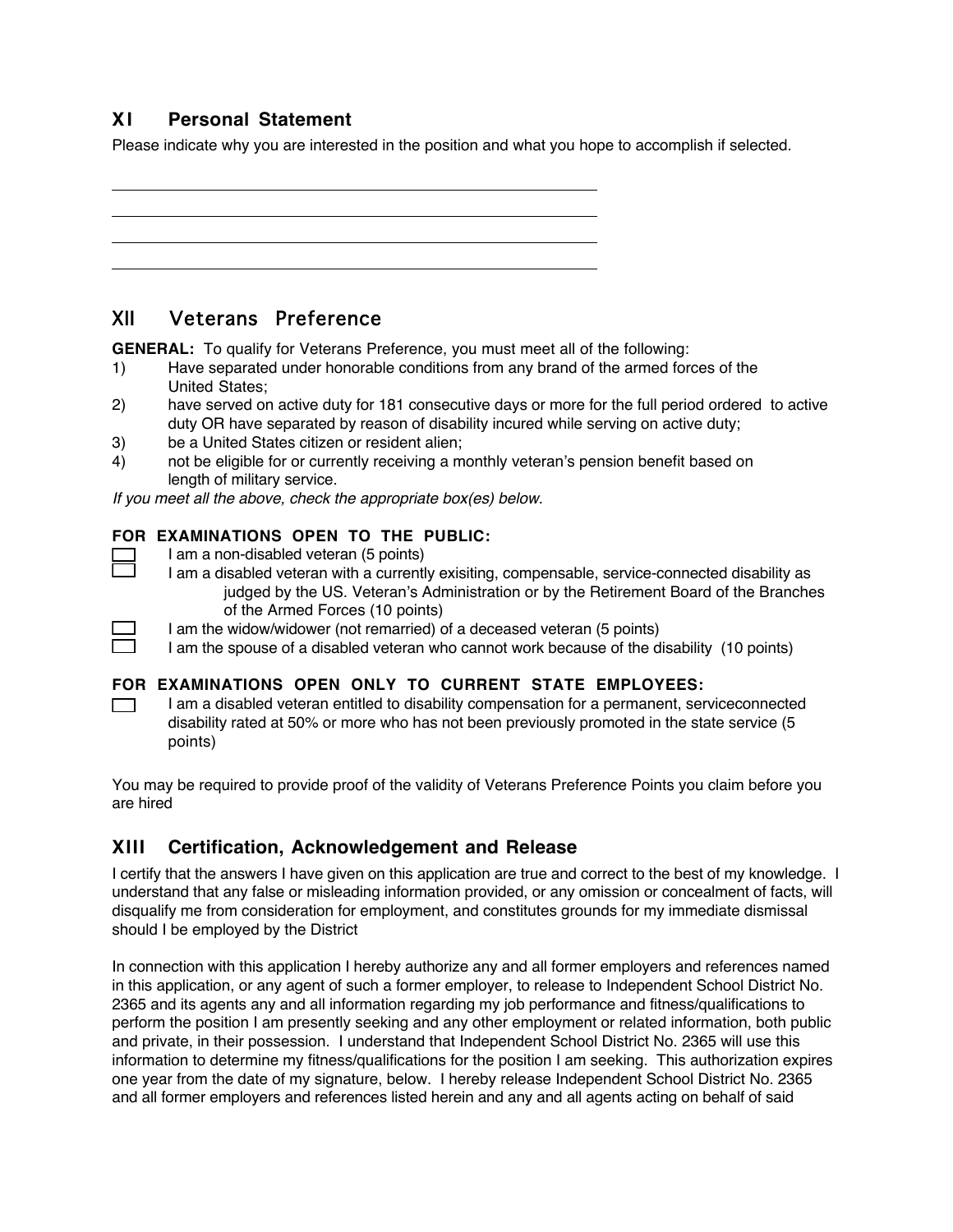## XI Personal Statement

Please indicate why you are interested in the position and what you hope to accomplish if selected.

\_\_\_\_\_\_\_\_\_\_\_\_\_\_\_\_\_\_\_\_\_\_\_\_\_\_\_\_\_\_\_\_\_\_\_\_\_\_\_\_\_\_\_\_\_\_\_\_\_\_\_\_\_\_\_\_\_\_

\_\_\_\_\_\_\_\_\_\_\_\_\_\_\_\_\_\_\_\_\_\_\_\_\_\_\_\_\_\_\_\_\_\_\_\_\_\_\_\_\_\_\_\_\_\_\_\_\_\_\_\_\_\_\_\_\_\_

\_\_\_\_\_\_\_\_\_\_\_\_\_\_\_\_\_\_\_\_\_\_\_\_\_\_\_\_\_\_\_\_\_\_\_\_\_\_\_\_\_\_\_\_\_\_\_\_\_\_\_\_\_\_\_\_\_\_

\_\_\_\_\_\_\_\_\_\_\_\_\_\_\_\_\_\_\_\_\_\_\_\_\_\_\_\_\_\_\_\_\_\_\_\_\_\_\_\_\_\_\_\_\_\_\_\_\_\_\_\_\_\_\_\_\_\_

## XII Veterans Preference

**GENERAL:** To qualify for Veterans Preference, you must meet all of the following:

1) Have separated under honorable conditions from any brand of the armed forces of the United States;
2) have served on active duty for 181 consecutive days or more for the full period ordered to active duty OR have separated by reason of disability incured while serving on active duty;
3) be a United States citizen or resident alien;
4) not be eligible for or currently receiving a monthly veteran's pension benefit based on length of military service.

*If you meet all the above, check the appropriate box(es) below.*

**FOR EXAMINATIONS OPEN TO THE PUBLIC:**

- ☐ I am a non-disabled veteran (5 points)
- ☐ I am a disabled veteran with a currently exisiting, compensable, service-connected disability as judged by the US. Veteran's Administration or by the Retirement Board of the Branches of the Armed Forces (10 points)
- ☐ I am the widow/widower (not remarried) of a deceased veteran (5 points)
- ☐ I am the spouse of a disabled veteran who cannot work because of the disability (10 points)

**FOR EXAMINATIONS OPEN ONLY TO CURRENT STATE EMPLOYEES:**

- ☐ I am a disabled veteran entitled to disability compensation for a permanent, serviceconnected disability rated at 50% or more who has not been previously promoted in the state service (5 points)

You may be required to provide proof of the validity of Veterans Preference Points you claim before you are hired

## XIII Certification, Acknowledgement and Release

I certify that the answers I have given on this application are true and correct to the best of my knowledge. I understand that any false or misleading information provided, or any omission or concealment of facts, will disqualify me from consideration for employment, and constitutes grounds for my immediate dismissal should I be employed by the District

In connection with this application I hereby authorize any and all former employers and references named in this application, or any agent of such a former employer, to release to Independent School District No. 2365 and its agents any and all information regarding my job performance and fitness/qualifications to perform the position I am presently seeking and any other employment or related information, both public and private, in their possession. I understand that Independent School District No. 2365 will use this information to determine my fitness/qualifications for the position I am seeking. This authorization expires one year from the date of my signature, below. I hereby release Independent School District No. 2365 and all former employers and references listed herein and any and all agents acting on behalf of said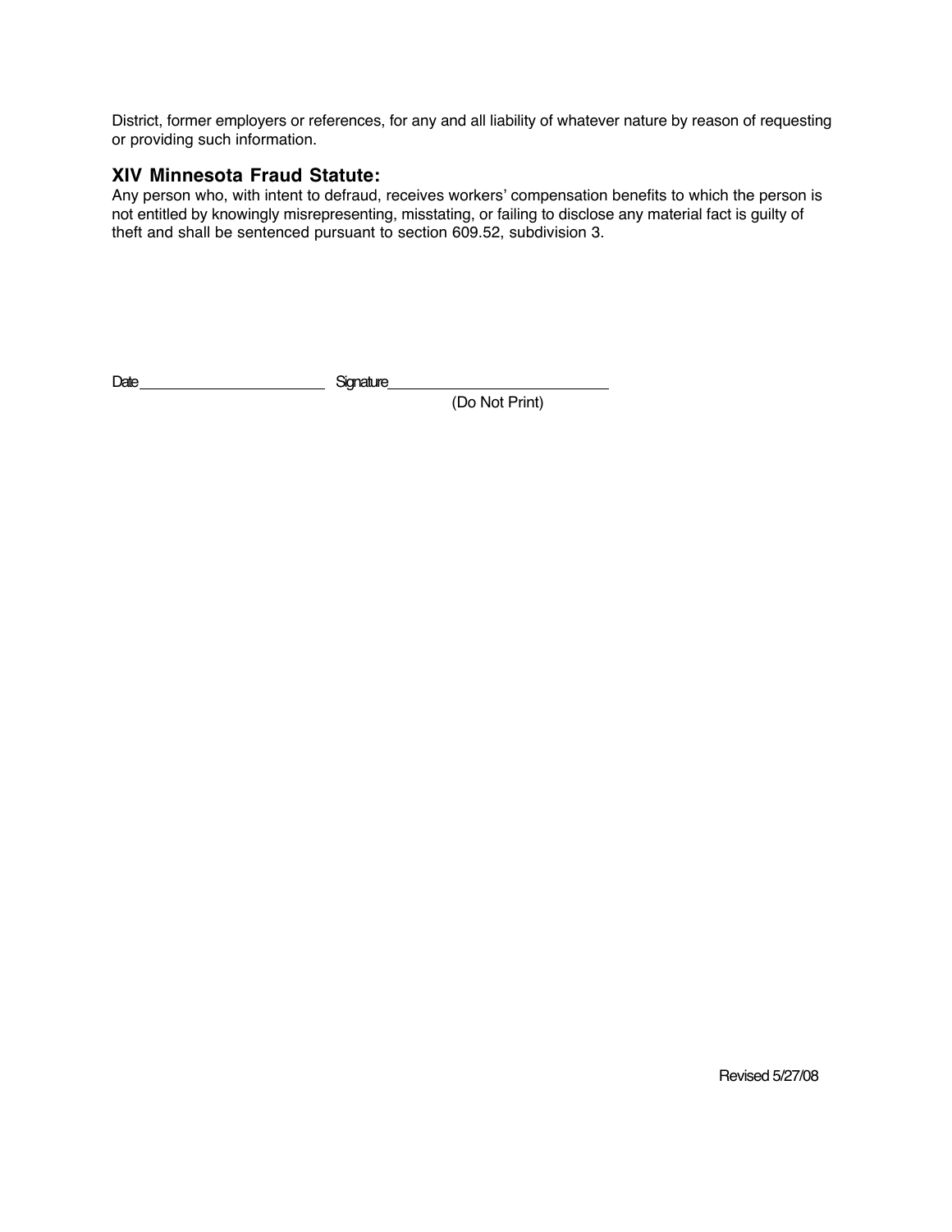District, former employers or references, for any and all liability of whatever nature by reason of requesting or providing such information.

## XIV Minnesota Fraud Statute:

Any person who, with intent to defraud, receives workers' compensation benefits to which the person is not entitled by knowingly misrepresenting, misstating, or failing to disclose any material fact is guilty of theft and shall be sentenced pursuant to section 609.52, subdivision 3.

Date\_\_\_\_\_\_\_\_\_\_\_\_\_\_\_\_\_\_\_\_\_\_\_\_ Signature\_\_\_\_\_\_\_\_\_\_\_\_\_\_\_\_\_\_\_\_\_\_\_\_\_\_\_\_\_\_

(Do Not Print)

Revised 5/27/08